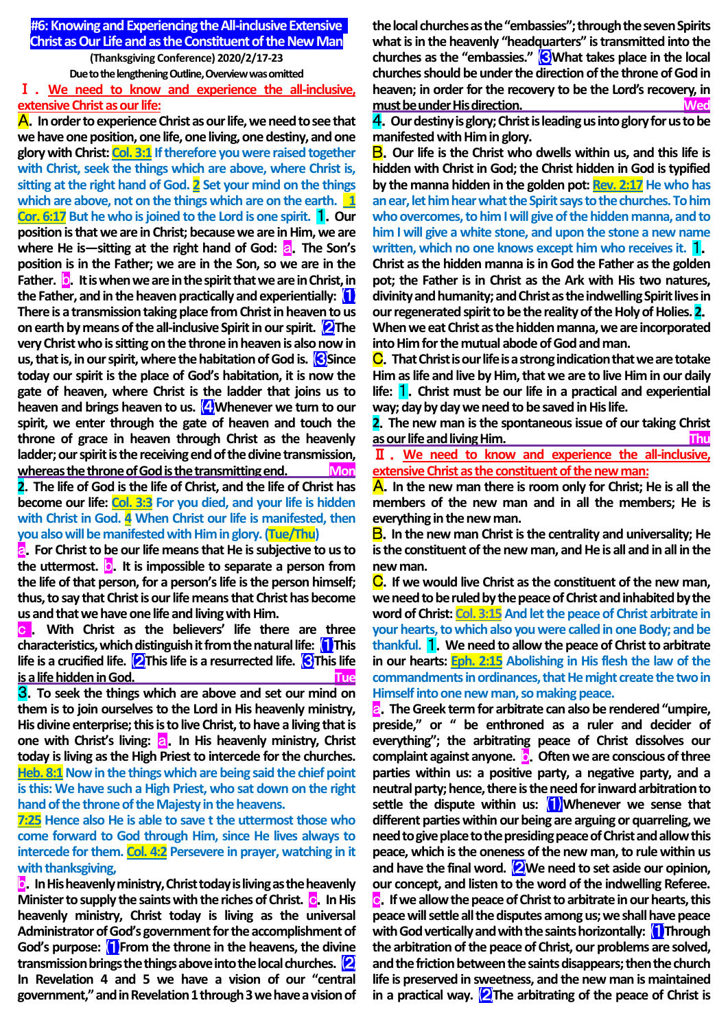# #6: Knowing and Experiencing the All-inclusive Extensive Christ as Our Life and as the Constituent of the New Man

**(Thanksgiving Conference) 2020/2/17-23**

**Due to the lengthening Outline, Overview was omitted**

## Ⅰ. We need to know and experience the all-inclusive, extensive Christ as our life:

**A.** In order to experience Christ as our life, we need to see that we have one position, one life, one living, one destiny, and one glory with Christ: **Col. 3:1** If therefore you were raised together with Christ, seek the things which are above, where Christ is, sitting at the right hand of God. **2** Set your mind on the things which are above, not on the things which are on the earth. **1 Cor. 6:17** But he who is joined to the Lord is one spirit. **1.** Our position is that we are in Christ; because we are in Him, we are where He is—sitting at the right hand of God: **a.** The Son's position is in the Father; we are in the Son, so we are in the Father. **b.** It is when we are in the spirit that we are in Christ, in the Father, and in the heaven practically and experientially: **(1)** There is a transmission taking place from Christ in heaven to us on earth by means of the all-inclusive Spirit in our spirit. **(2)** The very Christ who is sitting on the throne in heaven is also now in us, that is, in our spirit, where the habitation of God is. **(3)** Since today our spirit is the place of God's habitation, it is now the gate of heaven, where Christ is the ladder that joins us to heaven and brings heaven to us. **(4)** Whenever we turn to our spirit, we enter through the gate of heaven and touch the throne of grace in heaven through Christ as the heavenly ladder; our spirit is the receiving end of the divine transmission, whereas the throne of God is the transmitting end. **Mon**

**2.** The life of God is the life of Christ, and the life of Christ has become our life: **Col. 3:3** For you died, and your life is hidden with Christ in God. **4** When Christ our life is manifested, then you also will be manifested with Him in glory. **(Tue/Thu)**

**a.** For Christ to be our life means that He is subjective to us to the uttermost. **b.** It is impossible to separate a person from the life of that person, for a person's life is the person himself; thus, to say that Christ is our life means that Christ has become us and that we have one life and living with Him.

**c.** With Christ as the believers' life there are three characteristics, which distinguish it from the natural life: **(1)** This life is a crucified life. **(2)** This life is a resurrected life. **(3)** This life is a life hidden in God. **Tue**

**3.** To seek the things which are above and set our mind on them is to join ourselves to the Lord in His heavenly ministry, His divine enterprise; this is to live Christ, to have a living that is one with Christ's living: **a.** In His heavenly ministry, Christ today is living as the High Priest to intercede for the churches. **Heb. 8:1** Now in the things which are being said the chief point is this: We have such a High Priest, who sat down on the right hand of the throne of the Majesty in the heavens. **7:25** Hence also He is able to save t the uttermost those who come forward to God through Him, since He lives always to intercede for them. **Col. 4:2** Persevere in prayer, watching in it with thanksgiving,

**b.** In His heavenly ministry, Christ today is living as the heavenly Minister to supply the saints with the riches of Christ. **c.** In His heavenly ministry, Christ today is living as the universal Administrator of God's government for the accomplishment of God's purpose: **(1)** From the throne in the heavens, the divine transmission brings the things above into the local churches. **(2)** In Revelation 4 and 5 we have a vision of our "central government," and in Revelation 1 through 3 we have a vision of the local churches as the "embassies"; through the seven Spirits what is in the heavenly "headquarters" is transmitted into the churches as the "embassies." **(3)** What takes place in the local churches should be under the direction of the throne of God in heaven; in order for the recovery to be the Lord's recovery, in must be under His direction. **Wed**

**4.** Our destiny is glory; Christ is leading us into glory for us to be manifested with Him in glory.

**B.** Our life is the Christ who dwells within us, and this life is hidden with Christ in God; the Christ hidden in God is typified by the manna hidden in the golden pot: **Rev. 2:17** He who has an ear, let him hear what the Spirit says to the churches. To him who overcomes, to him I will give of the hidden manna, and to him I will give a white stone, and upon the stone a new name written, which no one knows except him who receives it. **1.** Christ as the hidden manna is in God the Father as the golden pot; the Father is in Christ as the Ark with His two natures, divinity and humanity; and Christ as the indwelling Spirit lives in our regenerated spirit to be the reality of the Holy of Holies. **2.** When we eat Christ as the hidden manna, we are incorporated into Him for the mutual abode of God and man.

**C.** That Christ is our life is a strong indication that we are totake Him as life and live by Him, that we are to live Him in our daily life: **1.** Christ must be our life in a practical and experiential way; day by day we need to be saved in His life.

**2.** The new man is the spontaneous issue of our taking Christ as our life and living Him. **Thu**

## Ⅱ. We need to know and experience the all-inclusive, extensive Christ as the constituent of the new man:

**A.** In the new man there is room only for Christ; He is all the members of the new man and in all the members; He is everything in the new man.

**B.** In the new man Christ is the centrality and universality; He is the constituent of the new man, and He is all and in all in the new man.

**C.** If we would live Christ as the constituent of the new man, we need to be ruled by the peace of Christ and inhabited by the word of Christ: **Col. 3:15** And let the peace of Christ arbitrate in your hearts, to which also you were called in one Body; and be thankful. **1.** We need to allow the peace of Christ to arbitrate in our hearts: **Eph. 2:15** Abolishing in His flesh the law of the commandments in ordinances, that He might create the two in Himself into one new man, so making peace.

**a.** The Greek term for arbitrate can also be rendered "umpire, preside," or " be enthroned as a ruler and decider of everything"; the arbitrating peace of Christ dissolves our complaint against anyone. **b.** Often we are conscious of three parties within us: a positive party, a negative party, and a neutral party; hence, there is the need for inward arbitration to settle the dispute within us: **(1)** Whenever we sense that different parties within our being are arguing or quarreling, we need to give place to the presiding peace of Christ and allow this peace, which is the oneness of the new man, to rule within us and have the final word. **(2)** We need to set aside our opinion, our concept, and listen to the word of the indwelling Referee.

**c.** If we allow the peace of Christ to arbitrate in our hearts, this peace will settle all the disputes among us; we shall have peace with God vertically and with the saints horizontally: **(1)** Through the arbitration of the peace of Christ, our problems are solved, and the friction between the saints disappears; then the church life is preserved in sweetness, and the new man is maintained in a practical way. **(2)** The arbitrating of the peace of Christ is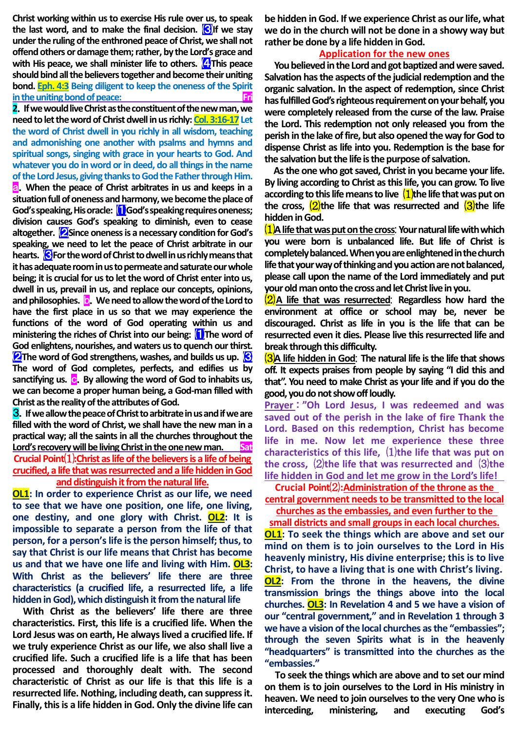Christ working within us to exercise His rule over us, to speak the last word, and to make the final decision. ③If we stay under the ruling of the enthroned peace of Christ, we shall not offend others or damage them; rather, by the Lord's grace and with His peace, we shall minister life to others. ④This peace should bind all the believers together and become their uniting bond. **Eph. 4:3** Being diligent to keep the oneness of the Spirit in the uniting bond of peace: **Fri**

**2. If we would live Christ as the constituent of the new man, we need to let the word of Christ dwell in us richly: Col. 3:16-17** Let the word of Christ dwell in you richly in all wisdom, teaching and admonishing one another with psalms and hymns and spiritual songs, singing with grace in your hearts to God. And whatever you do in word or in deed, do all things in the name of the Lord Jesus, giving thanks to God the Father through Him.

**a. When the peace of Christ arbitrates in us and keeps in a situation full of oneness and harmony, we become the place of God's speaking, His oracle: ①God's speaking requires oneness; division causes God's speaking to diminish, even to cease altogether. ②Since oneness is a necessary condition for God's speaking, we need to let the peace of Christ arbitrate in our hearts. ③For the word of Christ to dwell in us richly means that it has adequate room in us to permeate and saturate our whole being; it is crucial for us to let the word of Christ enter into us, dwell in us, prevail in us, and replace our concepts, opinions, and philosophies. b. We need to allow the word of the Lord to have the first place in us so that we may experience the functions of the word of God operating within us and ministering the riches of Christ into our being: ①The word of God enlightens, nourishes, and waters us to quench our thirst. ②The word of God strengthens, washes, and builds us up. ③ The word of God completes, perfects, and edifies us by sanctifying us. c. By allowing the word of God to inhabits us, we can become a proper human being, a God-man filled with Christ as the reality of the attributes of God.**

**3. If we allow the peace of Christ to arbitrate in us and if we are filled with the word of Christ, we shall have the new man in a practical way; all the saints in all the churches throughout the Lord's recovery will be living Christ in the one new man. Sat**

**Crucial Point⑴: Christ as life of the believers is a life of being crucified, a life that was resurrected and a life hidden in God and distinguish it from the natural life.**

**OL1: In order to experience Christ as our life, we need to see that we have one position, one life, one living, one destiny, and one glory with Christ. OL2: It is impossible to separate a person from the life of that person, for a person's life is the person himself; thus, to say that Christ is our life means that Christ has become us and that we have one life and living with Him. OL3: With Christ as the believers' life there are three characteristics (a crucified life, a resurrected life, a life hidden in God), which distinguish it from the natural life**

With Christ as the believers' life there are three characteristics. First, this life is a crucified life. When the Lord Jesus was on earth, He always lived a crucified life. If we truly experience Christ as our life, we also shall live a crucified life. Such a crucified life is a life that has been processed and thoroughly dealt with. The second characteristic of Christ as our life is that this life is a resurrected life. Nothing, including death, can suppress it. Finally, this is a life hidden in God. Only the divine life can be hidden in God. If we experience Christ as our life, what we do in the church will not be done in a showy way but rather be done by a life hidden in God.

**Application for the new ones**

You believed in the Lord and got baptized and were saved. Salvation has the aspects of the judicial redemption and the organic salvation. In the aspect of redemption, since Christ has fulfilled God's righteous requirement on your behalf, you were completely released from the curse of the law. Praise the Lord. This redemption not only released you from the perish in the lake of fire, but also opened the way for God to dispense Christ as life into you. Redemption is the base for the salvation but the life is the purpose of salvation.

As the one who got saved, Christ in you became your life. By living according to Christ as this life, you can grow. To live according to this life means to live ⑴the life that was put on the cross, ⑵the life that was resurrected and ⑶the life hidden in God.

**⑴A life that was put on the cross: Your natural life with which you were born is unbalanced life. But life of Christ is completely balanced. When you are enlightened in the church life that your way of thinking and you action are not balanced, please call upon the name of the Lord immediately and put your old man onto the cross and let Christ live in you.**

**⑵A life that was resurrected: Regardless how hard the environment at office or school may be, never be discouraged. Christ as life in you is the life that can be resurrected even it dies. Please live this resurrected life and break through this difficulty.**

**⑶A life hidden in God: The natural life is the life that shows off. It expects praises from people by saying "I did this and that". You need to make Christ as your life and if you do the good, you do not show off loudly.**

**Prayer: "Oh Lord Jesus, I was redeemed and was saved out of the perish in the lake of fire Thank the Lord. Based on this redemption, Christ has become life in me. Now let me experience these three characteristics of this life, ⑴the life that was put on the cross, ⑵the life that was resurrected and ⑶the life hidden in God and let me grow in the Lord's life!**

**Crucial Point⑵: Administration of the throne as the central government needs to be transmitted to the local churches as the embassies, and even further to the small districts and small groups in each local churches.**

**OL1: To seek the things which are above and set our mind on them is to join ourselves to the Lord in His heavenly ministry, His divine enterprise; this is to live Christ, to have a living that is one with Christ's living. OL2: From the throne in the heavens, the divine transmission brings the things above into the local churches. OL3: In Revelation 4 and 5 we have a vision of our "central government," and in Revelation 1 through 3 we have a vision of the local churches as the "embassies"; through the seven Spirits what is in the heavenly "headquarters" is transmitted into the churches as the "embassies."**

To seek the things which are above and to set our mind on them is to join ourselves to the Lord in His ministry in heaven. We need to join ourselves to the very One who is interceding, ministering, and executing God's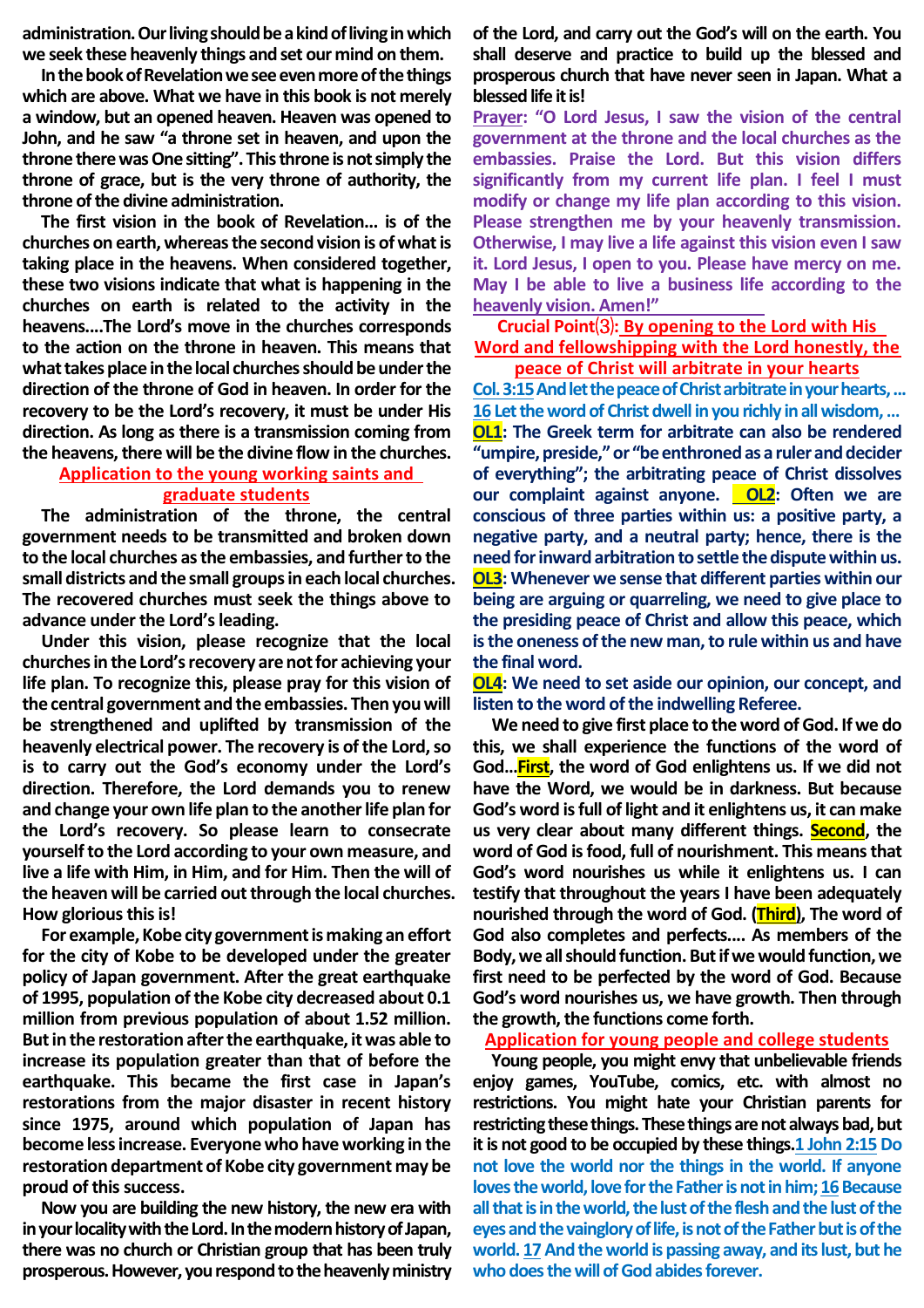**administration. Our living should be a kind of living in which we seek these heavenly things and set our mind on them.**

**In the book of Revelation we see even more of the things which are above. What we have in this book is not merely a window, but an opened heaven. Heaven was opened to John, and he saw "a throne set in heaven, and upon the throne there was One sitting". This throne is not simply the throne of grace, but is the very throne of authority, the throne of the divine administration.**

**The first vision in the book of Revelation… is of the churches on earth, whereas the second vision is of what is taking place in the heavens. When considered together, these two visions indicate that what is happening in the churches on earth is related to the activity in the heavens.…The Lord's move in the churches corresponds to the action on the throne in heaven. This means that what takes place in the local churches should be under the direction of the throne of God in heaven. In order for the recovery to be the Lord's recovery, it must be under His direction. As long as there is a transmission coming from the heavens, there will be the divine flow in the churches.**

## Application to the young working saints and graduate students

**The administration of the throne, the central government needs to be transmitted and broken down to the local churches as the embassies, and further to the small districts and the small groups in each local churches. The recovered churches must seek the things above to advance under the Lord's leading.**

**Under this vision, please recognize that the local churches in the Lord's recovery are not for achieving your life plan. To recognize this, please pray for this vision of the central government and the embassies. Then you will be strengthened and uplifted by transmission of the heavenly electrical power. The recovery is of the Lord, so is to carry out the God's economy under the Lord's direction. Therefore, the Lord demands you to renew and change your own life plan to the another life plan for the Lord's recovery. So please learn to consecrate yourself to the Lord according to your own measure, and live a life with Him, in Him, and for Him. Then the will of the heaven will be carried out through the local churches. How glorious this is!**

**For example, Kobe city government is making an effort for the city of Kobe to be developed under the greater policy of Japan government. After the great earthquake of 1995, population of the Kobe city decreased about 0.1 million from previous population of about 1.52 million. But in the restoration after the earthquake, it was able to increase its population greater than that of before the earthquake. This became the first case in Japan's restorations from the major disaster in recent history since 1975, around which population of Japan has become less increase. Everyone who have working in the restoration department of Kobe city government may be proud of this success.**

**Now you are building the new history, the new era with in your locality with the Lord. In the modern history of Japan, there was no church or Christian group that has been truly prosperous. However, you respond to the heavenly ministry of the Lord, and carry out the God's will on the earth. You shall deserve and practice to build up the blessed and prosperous church that have never seen in Japan. What a blessed life it is!**

**Prayer: "O Lord Jesus, I saw the vision of the central government at the throne and the local churches as the embassies. Praise the Lord. But this vision differs significantly from my current life plan. I feel I must modify or change my life plan according to this vision. Please strengthen me by your heavenly transmission. Otherwise, I may live a life against this vision even I saw it. Lord Jesus, I open to you. Please have mercy on me. May I be able to live a business life according to the heavenly vision. Amen!"**

## Crucial Point⑶: By opening to the Lord with His Word and fellowshipping with the Lord honestly, the peace of Christ will arbitrate in your hearts

**Col. 3:15 And let the peace of Christ arbitrate in your hearts, … 16 Let the word of Christ dwell in you richly in all wisdom, …**

**OL1: The Greek term for arbitrate can also be rendered "umpire, preside," or "be enthroned as a ruler and decider of everything"; the arbitrating peace of Christ dissolves our complaint against anyone. OL2: Often we are conscious of three parties within us: a positive party, a negative party, and a neutral party; hence, there is the need for inward arbitration to settle the dispute within us.**

**OL3: Whenever we sense that different parties within our being are arguing or quarreling, we need to give place to the presiding peace of Christ and allow this peace, which is the oneness of the new man, to rule within us and have the final word.**

**OL4: We need to set aside our opinion, our concept, and listen to the word of the indwelling Referee.**

**We need to give first place to the word of God. If we do this, we shall experience the functions of the word of God…First, the word of God enlightens us. If we did not have the Word, we would be in darkness. But because God's word is full of light and it enlightens us, it can make us very clear about many different things. Second, the word of God is food, full of nourishment. This means that God's word nourishes us while it enlightens us. I can testify that throughout the years I have been adequately nourished through the word of God. (Third), The word of God also completes and perfects.… As members of the Body, we all should function. But if we would function, we first need to be perfected by the word of God. Because God's word nourishes us, we have growth. Then through the growth, the functions come forth.**

## Application for young people and college students

**Young people, you might envy that unbelievable friends enjoy games, YouTube, comics, etc. with almost no restrictions. You might hate your Christian parents for restricting these things. These things are not always bad, but it is not good to be occupied by these things. 1 John 2:15 Do not love the world nor the things in the world. If anyone loves the world, love for the Father is not in him; 16 Because all that is in the world, the lust of the flesh and the lust of the eyes and the vainglory of life, is not of the Father but is of the world. 17 And the world is passing away, and its lust, but he who does the will of God abides forever.**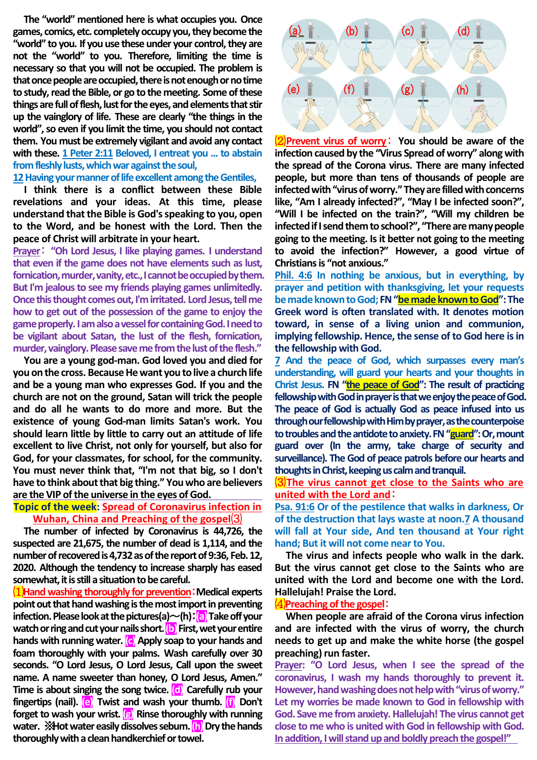The "world" mentioned here is what occupies you. Once games, comics, etc. completely occupy you, they become the "world" to you. If you use these under your control, they are not the "world" to you. Therefore, limiting the time is necessary so that you will not be occupied. The problem is that once people are occupied, there is not enough or no time to study, read the Bible, or go to the meeting. Some of these things are full of flesh, lust for the eyes, and elements that stir up the vainglory of life. These are clearly "the things in the world", so even if you limit the time, you should not contact them. You must be extremely vigilant and avoid any contact with these. 1 Peter 2:11 Beloved, I entreat you ... to abstain from fleshly lusts, which war against the soul,
12 Having your manner of life excellent among the Gentiles,

I think there is a conflict between these Bible revelations and your ideas. At this time, please understand that the Bible is God's speaking to you, open to the Word, and be honest with the Lord. Then the peace of Christ will arbitrate in your heart.

Prayer: "Oh Lord Jesus, I like playing games. I understand that even if the game does not have elements such as lust, fornication, murder, vanity, etc., I cannot be occupied by them. But I'm jealous to see my friends playing games unlimitedly. Once this thought comes out, I'm irritated. Lord Jesus, tell me how to get out of the possession of the game to enjoy the game properly. I am also a vessel for containing God. I need to be vigilant about Satan, the lust of the flesh, fornication, murder, vainglory. Please save me from the lust of the flesh."

You are a young god-man. God loved you and died for you on the cross. Because He want you to live a church life and be a young man who expresses God. If you and the church are not on the ground, Satan will trick the people and do all he wants to do more and more. But the existence of young God-man limits Satan's work. You should learn little by little to carry out an attitude of life excellent to live Christ, not only for yourself, but also for God, for your classmates, for school, for the community. You must never think that, "I'm not that big, so I don't have to think about that big thing." You who are believers are the VIP of the universe in the eyes of God.

**Topic of the week: Spread of Coronavirus infection in Wuhan, China and Preaching of the gospel⑶**

The number of infected by Coronavirus is 44,726, the suspected are 21,675, the number of dead is 1,114, and the number of recovered is 4,732 as of the report of 9:36, Feb. 12, 2020. Although the tendency to increase sharply has eased somewhat, it is still a situation to be careful.

⑴**Hand washing thoroughly for prevention**: Medical experts point out that hand washing is the most import in preventing infection. Please look at the pictures(a)~(h): (a) Take off your watch or ring and cut your nails short. (b) First, wet your entire hands with running water. (c) Apply soap to your hands and foam thoroughly with your palms. Wash carefully over 30 seconds. "O Lord Jesus, O Lord Jesus, Call upon the sweet name. A name sweeter than honey, O Lord Jesus, Amen." Time is about singing the song twice. (d) Carefully rub your fingertips (nail). (e) Twist and wash your thumb. (f) Don't forget to wash your wrist. (g) Rinse thoroughly with running water. ※Hot water easily dissolves sebum. (h) Dry the hands thoroughly with a clean handkerchief or towel.

(a) (b) (c) (d) (e) (f) (g) (h)

⑵**Prevent virus of worry**: You should be aware of the infection caused by the "Virus Spread of worry" along with the spread of the Corona virus. There are many infected people, but more than tens of thousands of people are infected with "virus of worry." They are filled with concerns like, "Am I already infected?", "May I be infected soon?", "Will I be infected on the train?", "Will my children be infected if I send them to school?", "There are many people going to the meeting. Is it better not going to the meeting to avoid the infection?" However, a good virtue of Christians is "not anxious."

Phil. 4:6 In nothing be anxious, but in everything, by prayer and petition with thanksgiving, let your requests be made known to God; FN "be made known to God": The Greek word is often translated with. It denotes motion toward, in sense of a living union and communion, implying fellowship. Hence, the sense of to God here is in the fellowship with God.

7 And the peace of God, which surpasses every man's understanding, will guard your hearts and your thoughts in Christ Jesus. FN "the peace of God": The result of practicing fellowship with God in prayer is that we enjoy the peace of God. The peace of God is actually God as peace infused into us through our fellowship with Him by prayer, as the counterpoise to troubles and the antidote to anxiety. FN "guard": Or, mount guard over (In the army, take charge of security and surveillance). The God of peace patrols before our hearts and thoughts in Christ, keeping us calm and tranquil.

⑶**The virus cannot get close to the Saints who are united with the Lord and**:

Psa. 91:6 Or of the pestilence that walks in darkness, Or of the destruction that lays waste at noon. 7 A thousand will fall at Your side, And ten thousand at Your right hand; But it will not come near to You.

The virus and infects people who walk in the dark. But the virus cannot get close to the Saints who are united with the Lord and become one with the Lord. Hallelujah! Praise the Lord.

⑷**Preaching of the gospel**:

When people are afraid of the Corona virus infection and are infected with the virus of worry, the church needs to get up and make the white horse (the gospel preaching) run faster.

Prayer: "O Lord Jesus, when I see the spread of the coronavirus, I wash my hands thoroughly to prevent it. However, hand washing does not help with "virus of worry." Let my worries be made known to God in fellowship with God. Save me from anxiety. Hallelujah! The virus cannot get close to me who is united with God in fellowship with God. In addition, I will stand up and boldly preach the gospel!"